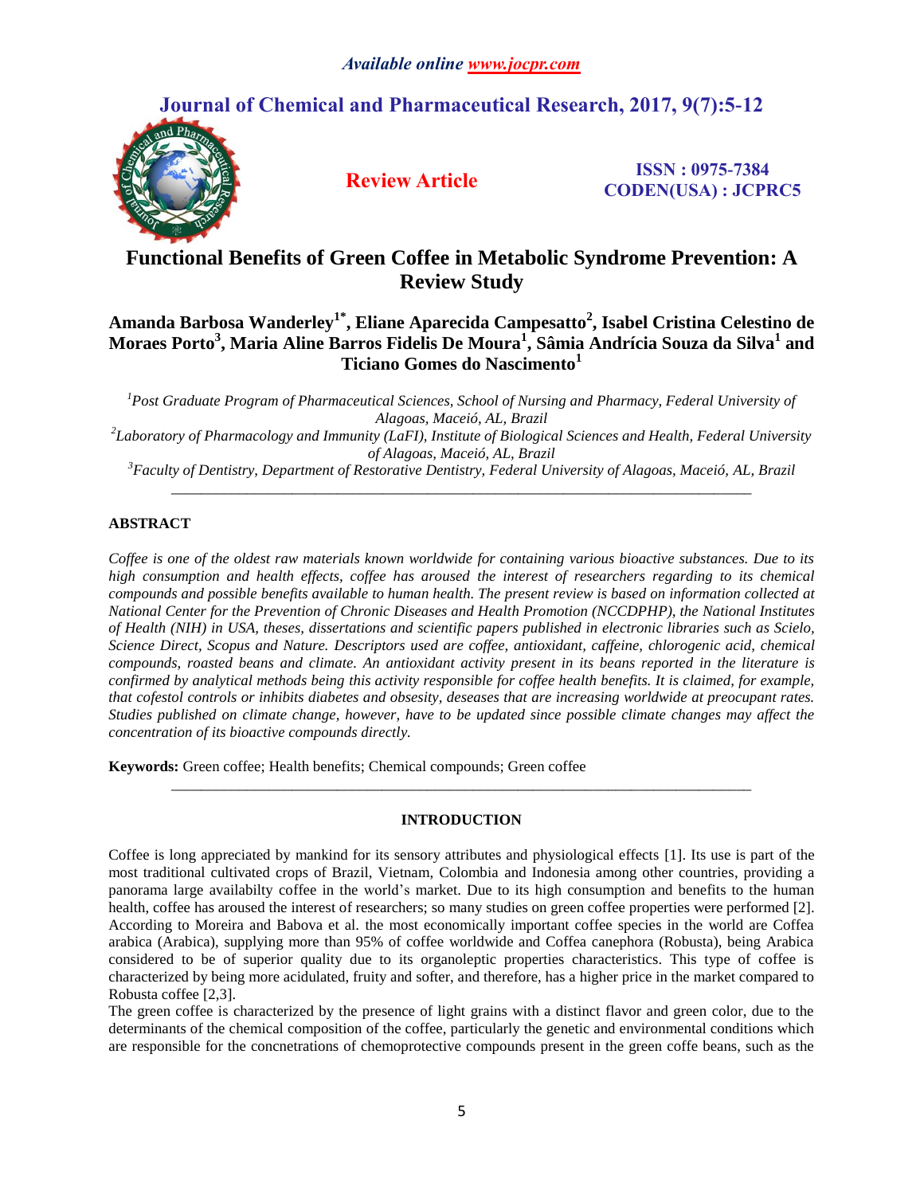*Available online www.jocpr.com*

# Journal of Chemical and Pharmaceutical Research, 2017, 9(7):5-12

**Review Article**

**ISSN : 0975-7384**
**CODEN(USA) : JCPRC5**

# Functional Benefits of Green Coffee in Metabolic Syndrome Prevention: A Review Study

**Amanda Barbosa Wanderley[1*], Eliane Aparecida Campesatto[2], Isabel Cristina Celestino de Moraes Porto[3], Maria Aline Barros Fidelis De Moura[1], Sâmia Andrícia Souza da Silva[1] and Ticiano Gomes do Nascimento[1]**

*[1]Post Graduate Program of Pharmaceutical Sciences, School of Nursing and Pharmacy, Federal University of Alagoas, Maceió, AL, Brazil*

*[2]Laboratory of Pharmacology and Immunity (LaFI), Institute of Biological Sciences and Health, Federal University of Alagoas, Maceió, AL, Brazil*

*[3]Faculty of Dentistry, Department of Restorative Dentistry, Federal University of Alagoas, Maceió, AL, Brazil*

---

## ABSTRACT

*Coffee is one of the oldest raw materials known worldwide for containing various bioactive substances. Due to its high consumption and health effects, coffee has aroused the interest of researchers regarding to its chemical compounds and possible benefits available to human health. The present review is based on information collected at National Center for the Prevention of Chronic Diseases and Health Promotion (NCCDPHP), the National Institutes of Health (NIH) in USA, theses, dissertations and scientific papers published in electronic libraries such as Scielo, Science Direct, Scopus and Nature. Descriptors used are coffee, antioxidant, caffeine, chlorogenic acid, chemical compounds, roasted beans and climate. An antioxidant activity present in its beans reported in the literature is confirmed by analytical methods being this activity responsible for coffee health benefits. It is claimed, for example, that cofestol controls or inhibits diabetes and obsesity, deseases that are increasing worldwide at preocupant rates. Studies published on climate change, however, have to be updated since possible climate changes may affect the concentration of its bioactive compounds directly.*

**Keywords:** Green coffee; Health benefits; Chemical compounds; Green coffee

---

## INTRODUCTION

Coffee is long appreciated by mankind for its sensory attributes and physiological effects [1]. Its use is part of the most traditional cultivated crops of Brazil, Vietnam, Colombia and Indonesia among other countries, providing a panorama large availabilty coffee in the world's market. Due to its high consumption and benefits to the human health, coffee has aroused the interest of researchers; so many studies on green coffee properties were performed [2]. According to Moreira and Babova et al. the most economically important coffee species in the world are Coffea arabica (Arabica), supplying more than 95% of coffee worldwide and Coffea canephora (Robusta), being Arabica considered to be of superior quality due to its organoleptic properties characteristics. This type of coffee is characterized by being more acidulated, fruity and softer, and therefore, has a higher price in the market compared to Robusta coffee [2,3].

The green coffee is characterized by the presence of light grains with a distinct flavor and green color, due to the determinants of the chemical composition of the coffee, particularly the genetic and environmental conditions which are responsible for the concnetrations of chemoprotective compounds present in the green coffe beans, such as the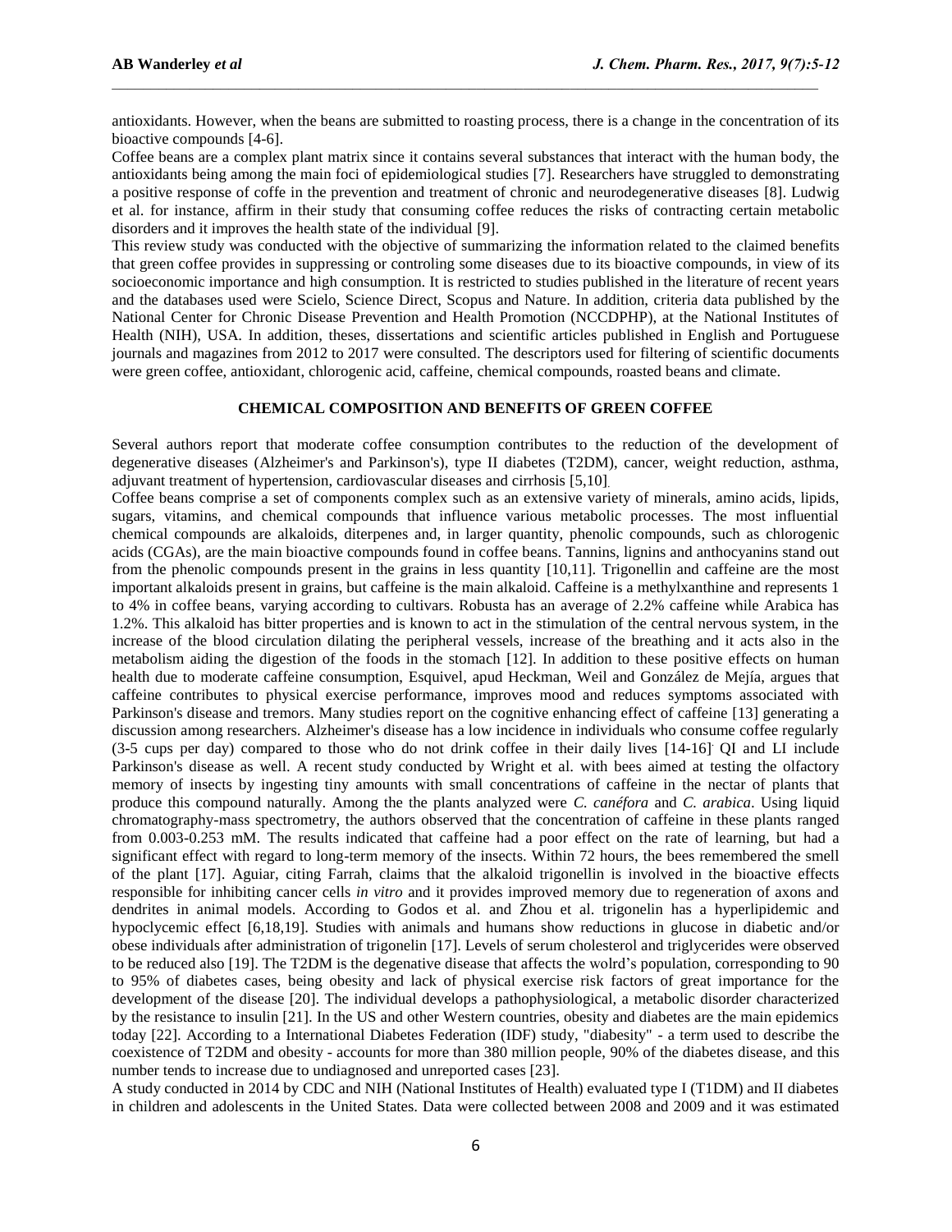antioxidants. However, when the beans are submitted to roasting process, there is a change in the concentration of its bioactive compounds [4-6].

Coffee beans are a complex plant matrix since it contains several substances that interact with the human body, the antioxidants being among the main foci of epidemiological studies [7]. Researchers have struggled to demonstrating a positive response of coffe in the prevention and treatment of chronic and neurodegenerative diseases [8]. Ludwig et al. for instance, affirm in their study that consuming coffee reduces the risks of contracting certain metabolic disorders and it improves the health state of the individual [9].

This review study was conducted with the objective of summarizing the information related to the claimed benefits that green coffee provides in suppressing or controling some diseases due to its bioactive compounds, in view of its socioeconomic importance and high consumption. It is restricted to studies published in the literature of recent years and the databases used were Scielo, Science Direct, Scopus and Nature. In addition, criteria data published by the National Center for Chronic Disease Prevention and Health Promotion (NCCDPHP), at the National Institutes of Health (NIH), USA. In addition, theses, dissertations and scientific articles published in English and Portuguese journals and magazines from 2012 to 2017 were consulted. The descriptors used for filtering of scientific documents were green coffee, antioxidant, chlorogenic acid, caffeine, chemical compounds, roasted beans and climate.

## CHEMICAL COMPOSITION AND BENEFITS OF GREEN COFFEE

Several authors report that moderate coffee consumption contributes to the reduction of the development of degenerative diseases (Alzheimer's and Parkinson's), type II diabetes (T2DM), cancer, weight reduction, asthma, adjuvant treatment of hypertension, cardiovascular diseases and cirrhosis [5,10].

Coffee beans comprise a set of components complex such as an extensive variety of minerals, amino acids, lipids, sugars, vitamins, and chemical compounds that influence various metabolic processes. The most influential chemical compounds are alkaloids, diterpenes and, in larger quantity, phenolic compounds, such as chlorogenic acids (CGAs), are the main bioactive compounds found in coffee beans. Tannins, lignins and anthocyanins stand out from the phenolic compounds present in the grains in less quantity [10,11]. Trigonellin and caffeine are the most important alkaloids present in grains, but caffeine is the main alkaloid. Caffeine is a methylxanthine and represents 1 to 4% in coffee beans, varying according to cultivars. Robusta has an average of 2.2% caffeine while Arabica has 1.2%. This alkaloid has bitter properties and is known to act in the stimulation of the central nervous system, in the increase of the blood circulation dilating the peripheral vessels, increase of the breathing and it acts also in the metabolism aiding the digestion of the foods in the stomach [12]. In addition to these positive effects on human health due to moderate caffeine consumption, Esquivel, apud Heckman, Weil and González de Mejía, argues that caffeine contributes to physical exercise performance, improves mood and reduces symptoms associated with Parkinson's disease and tremors. Many studies report on the cognitive enhancing effect of caffeine [13] generating a discussion among researchers. Alzheimer's disease has a low incidence in individuals who consume coffee regularly (3-5 cups per day) compared to those who do not drink coffee in their daily lives [14-16]. QI and LI include Parkinson's disease as well. A recent study conducted by Wright et al. with bees aimed at testing the olfactory memory of insects by ingesting tiny amounts with small concentrations of caffeine in the nectar of plants that produce this compound naturally. Among the the plants analyzed were *C. canéfora* and *C. arabica*. Using liquid chromatography-mass spectrometry, the authors observed that the concentration of caffeine in these plants ranged from 0.003-0.253 mM. The results indicated that caffeine had a poor effect on the rate of learning, but had a significant effect with regard to long-term memory of the insects. Within 72 hours, the bees remembered the smell of the plant [17]. Aguiar, citing Farrah, claims that the alkaloid trigonellin is involved in the bioactive effects responsible for inhibiting cancer cells *in vitro* and it provides improved memory due to regeneration of axons and dendrites in animal models. According to Godos et al. and Zhou et al. trigonelin has a hyperlipidemic and hypoclycemic effect [6,18,19]. Studies with animals and humans show reductions in glucose in diabetic and/or obese individuals after administration of trigonelin [17]. Levels of serum cholesterol and triglycerides were observed to be reduced also [19]. The T2DM is the degenative disease that affects the wolrd's population, corresponding to 90 to 95% of diabetes cases, being obesity and lack of physical exercise risk factors of great importance for the development of the disease [20]. The individual develops a pathophysiological, a metabolic disorder characterized by the resistance to insulin [21]. In the US and other Western countries, obesity and diabetes are the main epidemics today [22]. According to a International Diabetes Federation (IDF) study, "diabesity" - a term used to describe the coexistence of T2DM and obesity - accounts for more than 380 million people, 90% of the diabetes disease, and this number tends to increase due to undiagnosed and unreported cases [23].

A study conducted in 2014 by CDC and NIH (National Institutes of Health) evaluated type I (T1DM) and II diabetes in children and adolescents in the United States. Data were collected between 2008 and 2009 and it was estimated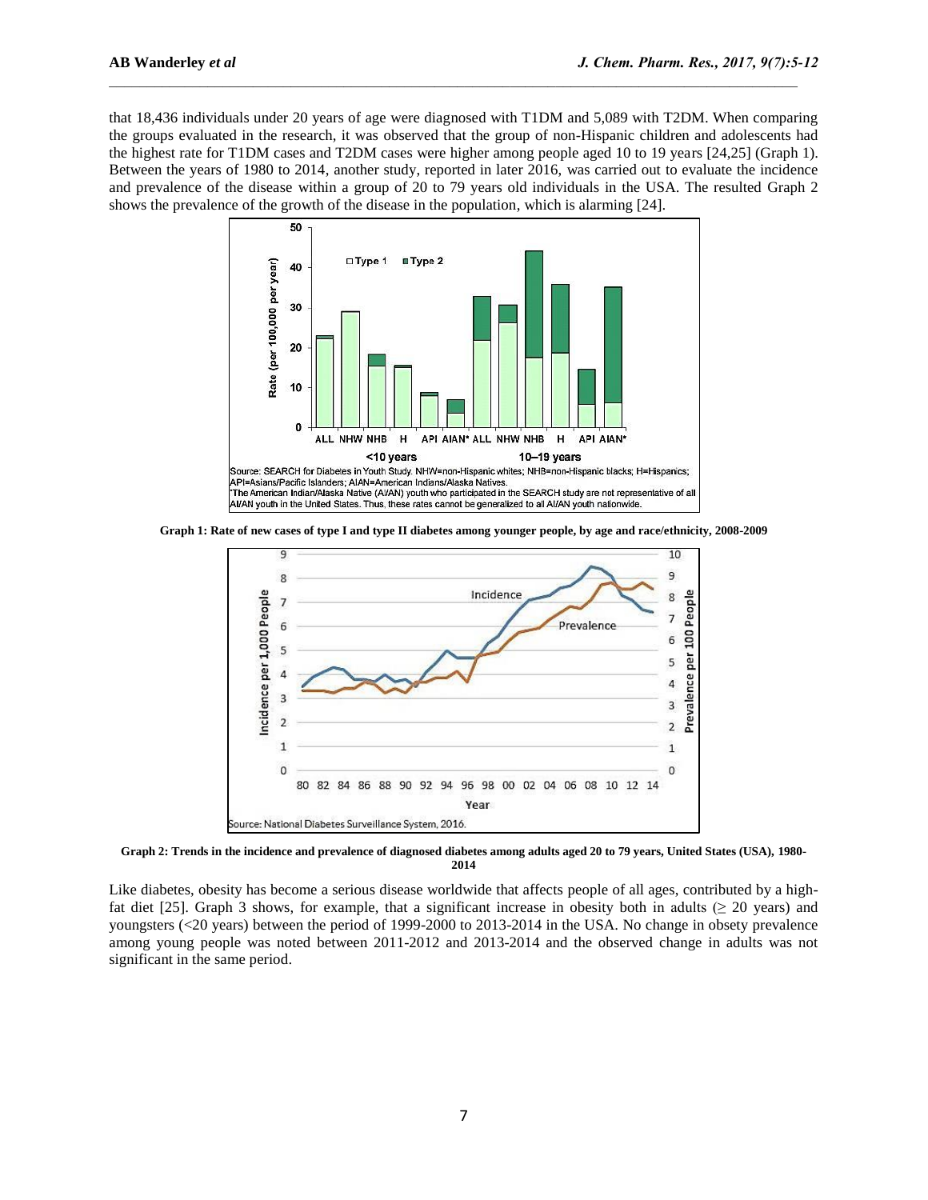that 18,436 individuals under 20 years of age were diagnosed with T1DM and 5,089 with T2DM. When comparing the groups evaluated in the research, it was observed that the group of non-Hispanic children and adolescents had the highest rate for T1DM cases and T2DM cases were higher among people aged 10 to 19 years [24,25] (Graph 1). Between the years of 1980 to 2014, another study, reported in later 2016, was carried out to evaluate the incidence and prevalence of the disease within a group of 20 to 79 years old individuals in the USA. The resulted Graph 2 shows the prevalence of the growth of the disease in the population, which is alarming [24].

**Graph 1: Rate of new cases of type I and type II diabetes among younger people, by age and race/ethnicity, 2008-2009**

**Graph 2: Trends in the incidence and prevalence of diagnosed diabetes among adults aged 20 to 79 years, United States (USA), 1980-2014**

Like diabetes, obesity has become a serious disease worldwide that affects people of all ages, contributed by a high-fat diet [25]. Graph 3 shows, for example, that a significant increase in obesity both in adults ($\geq$ 20 years) and youngsters (<20 years) between the period of 1999-2000 to 2013-2014 in the USA. No change in obsety prevalence among young people was noted between 2011-2012 and 2013-2014 and the observed change in adults was not significant in the same period.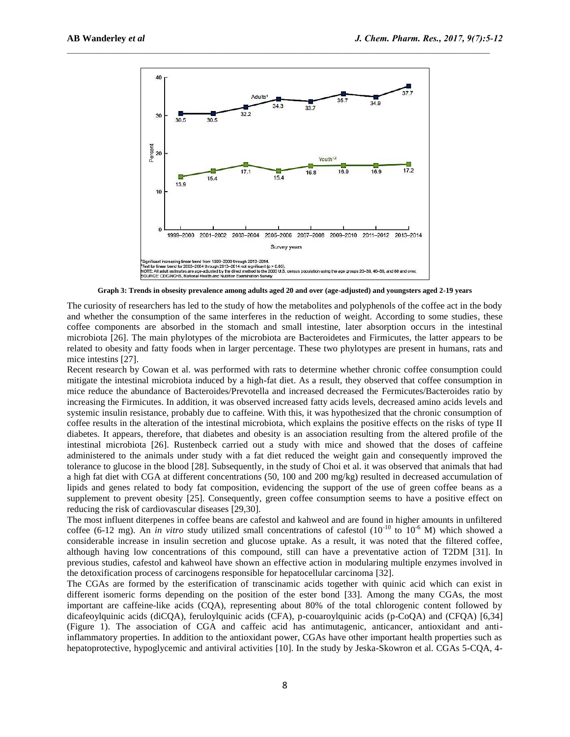Graph 3: Trends in obesity prevalence among adults aged 20 and over (age-adjusted) and youngsters aged 2-19 years

The curiosity of researchers has led to the study of how the metabolites and polyphenols of the coffee act in the body and whether the consumption of the same interferes in the reduction of weight. According to some studies, these coffee components are absorbed in the stomach and small intestine, later absorption occurs in the intestinal microbiota [26]. The main phylotypes of the microbiota are Bacteroidetes and Firmicutes, the latter appears to be related to obesity and fatty foods when in larger percentage. These two phylotypes are present in humans, rats and mice intestins [27].

Recent research by Cowan et al. was performed with rats to determine whether chronic coffee consumption could mitigate the intestinal microbiota induced by a high-fat diet. As a result, they observed that coffee consumption in mice reduce the abundance of Bacteroides/Prevotella and increased decreased the Fermicutes/Bacteroides ratio by increasing the Firmicutes. In addition, it was observed increased fatty acids levels, decreased amino acids levels and systemic insulin resistance, probably due to caffeine. With this, it was hypothesized that the chronic consumption of coffee results in the alteration of the intestinal microbiota, which explains the positive effects on the risks of type II diabetes. It appears, therefore, that diabetes and obesity is an association resulting from the altered profile of the intestinal microbiota [26]. Rustenbeck carried out a study with mice and showed that the doses of caffeine administered to the animals under study with a fat diet reduced the weight gain and consequently improved the tolerance to glucose in the blood [28]. Subsequently, in the study of Choi et al. it was observed that animals that had a high fat diet with CGA at different concentrations (50, 100 and 200 mg/kg) resulted in decreased accumulation of lipids and genes related to body fat composition, evidencing the support of the use of green coffee beans as a supplement to prevent obesity [25]. Consequently, green coffee consumption seems to have a positive effect on reducing the risk of cardiovascular diseases [29,30].

The most influent diterpenes in coffee beans are cafestol and kahweol and are found in higher amounts in unfiltered coffee (6-12 mg). An *in vitro* study utilized small concentrations of cafestol ($10^{-10}$ to $10^{-6}$ M) which showed a considerable increase in insulin secretion and glucose uptake. As a result, it was noted that the filtered coffee, although having low concentrations of this compound, still can have a preventative action of T2DM [31]. In previous studies, cafestol and kahweol have shown an effective action in modularing multiple enzymes involved in the detoxification process of carcinogens responsible for hepatocellular carcinoma [32].

The CGAs are formed by the esterification of transcinamic acids together with quinic acid which can exist in different isomeric forms depending on the position of the ester bond [33]. Among the many CGAs, the most important are caffeine-like acids (CQA), representing about 80% of the total chlorogenic content followed by dicafeoylquinic acids (diCQA), feruloylquinic acids (CFA), p-couaroylquinic acids (p-CoQA) and (CFQA) [6,34] (Figure 1). The association of CGA and caffeic acid has antimutagenic, anticancer, antioxidant and anti-inflammatory properties. In addition to the antioxidant power, CGAs have other important health properties such as hepatoprotective, hypoglycemic and antiviral activities [10]. In the study by Jeska-Skowron et al. CGAs 5-CQA, 4-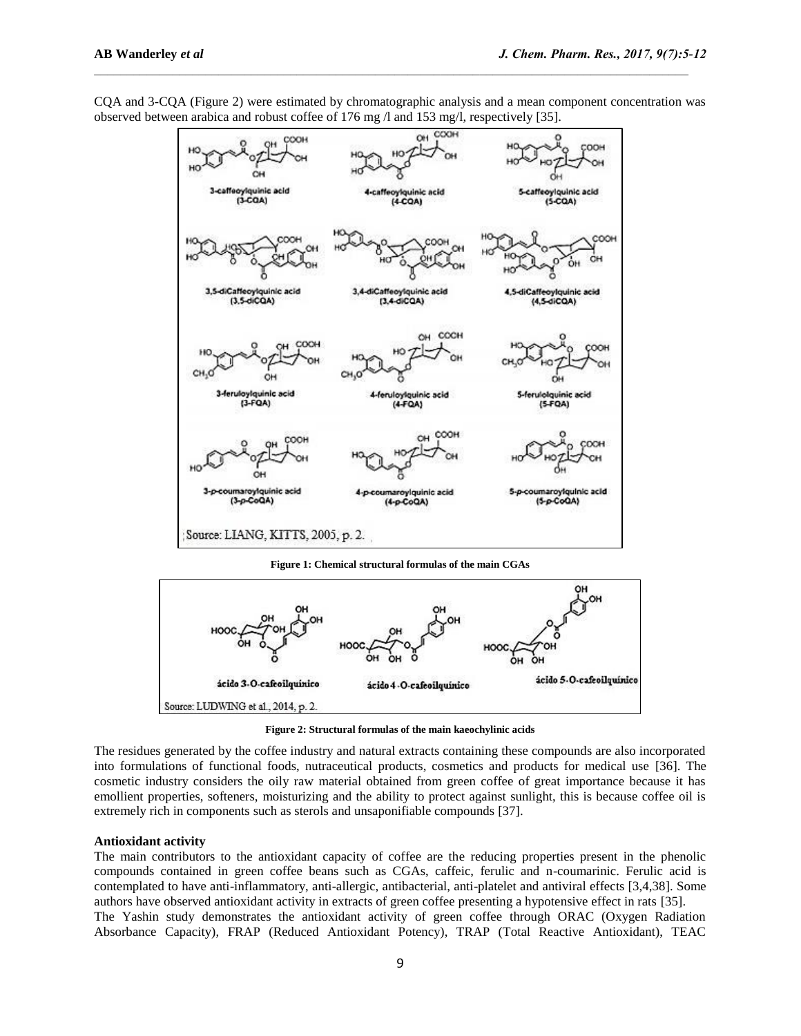CQA and 3-CQA (Figure 2) were estimated by chromatographic analysis and a mean component concentration was observed between arabica and robust coffee of 176 mg /l and 153 mg/l, respectively [35].

**Figure 1: Chemical structural formulas of the main CGAs**

**Figure 2: Structural formulas of the main kaeochylinic acids**

The residues generated by the coffee industry and natural extracts containing these compounds are also incorporated into formulations of functional foods, nutraceutical products, cosmetics and products for medical use [36]. The cosmetic industry considers the oily raw material obtained from green coffee of great importance because it has emollient properties, softeners, moisturizing and the ability to protect against sunlight, this is because coffee oil is extremely rich in components such as sterols and unsaponifiable compounds [37].

**Antioxidant activity**

The main contributors to the antioxidant capacity of coffee are the reducing properties present in the phenolic compounds contained in green coffee beans such as CGAs, caffeic, ferulic and n-coumarinic. Ferulic acid is contemplated to have anti-inflammatory, anti-allergic, antibacterial, anti-platelet and antiviral effects [3,4,38]. Some authors have observed antioxidant activity in extracts of green coffee presenting a hypotensive effect in rats [35].

The Yashin study demonstrates the antioxidant activity of green coffee through ORAC (Oxygen Radiation Absorbance Capacity), FRAP (Reduced Antioxidant Potency), TRAP (Total Reactive Antioxidant), TEAC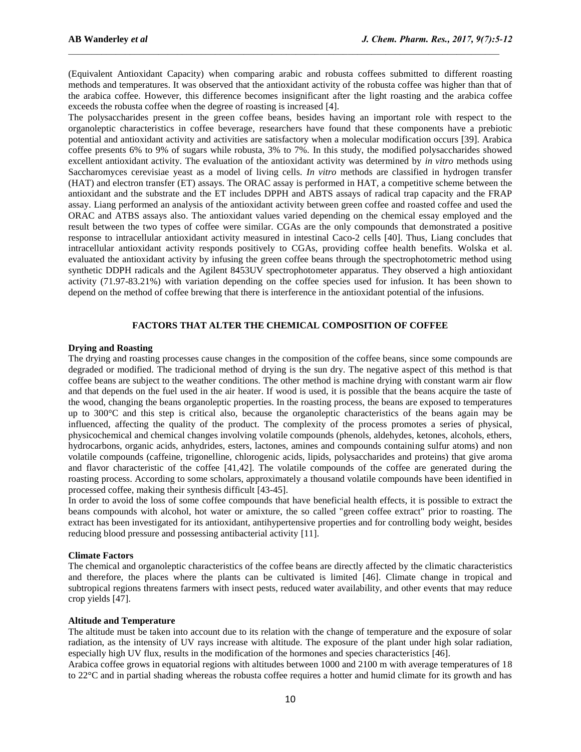(Equivalent Antioxidant Capacity) when comparing arabic and robusta coffees submitted to different roasting methods and temperatures. It was observed that the antioxidant activity of the robusta coffee was higher than that of the arabica coffee. However, this difference becomes insignificant after the light roasting and the arabica coffee exceeds the robusta coffee when the degree of roasting is increased [4].

The polysaccharides present in the green coffee beans, besides having an important role with respect to the organoleptic characteristics in coffee beverage, researchers have found that these components have a prebiotic potential and antioxidant activity and activities are satisfactory when a molecular modification occurs [39]. Arabica coffee presents 6% to 9% of sugars while robusta, 3% to 7%. In this study, the modified polysaccharides showed excellent antioxidant activity. The evaluation of the antioxidant activity was determined by *in vitro* methods using Saccharomyces cerevisiae yeast as a model of living cells. *In vitro* methods are classified in hydrogen transfer (HAT) and electron transfer (ET) assays. The ORAC assay is performed in HAT, a competitive scheme between the antioxidant and the substrate and the ET includes DPPH and ABTS assays of radical trap capacity and the FRAP assay. Liang performed an analysis of the antioxidant activity between green coffee and roasted coffee and used the ORAC and ATBS assays also. The antioxidant values varied depending on the chemical essay employed and the result between the two types of coffee were similar. CGAs are the only compounds that demonstrated a positive response to intracellular antioxidant activity measured in intestinal Caco-2 cells [40]. Thus, Liang concludes that intracellular antioxidant activity responds positively to CGAs, providing coffee health benefits. Wolska et al. evaluated the antioxidant activity by infusing the green coffee beans through the spectrophotometric method using synthetic DDPH radicals and the Agilent 8453UV spectrophotometer apparatus. They observed a high antioxidant activity (71.97-83.21%) with variation depending on the coffee species used for infusion. It has been shown to depend on the method of coffee brewing that there is interference in the antioxidant potential of the infusions.

## FACTORS THAT ALTER THE CHEMICAL COMPOSITION OF COFFEE

### Drying and Roasting

The drying and roasting processes cause changes in the composition of the coffee beans, since some compounds are degraded or modified. The tradicional method of drying is the sun dry. The negative aspect of this method is that coffee beans are subject to the weather conditions. The other method is machine drying with constant warm air flow and that depends on the fuel used in the air heater. If wood is used, it is possible that the beans acquire the taste of the wood, changing the beans organoleptic properties. In the roasting process, the beans are exposed to temperatures up to 300°C and this step is critical also, because the organoleptic characteristics of the beans again may be influenced, affecting the quality of the product. The complexity of the process promotes a series of physical, physicochemical and chemical changes involving volatile compounds (phenols, aldehydes, ketones, alcohols, ethers, hydrocarbons, organic acids, anhydrides, esters, lactones, amines and compounds containing sulfur atoms) and non volatile compounds (caffeine, trigonelline, chlorogenic acids, lipids, polysaccharides and proteins) that give aroma and flavor characteristic of the coffee [41,42]. The volatile compounds of the coffee are generated during the roasting process. According to some scholars, approximately a thousand volatile compounds have been identified in processed coffee, making their synthesis difficult [43-45].

In order to avoid the loss of some coffee compounds that have beneficial health effects, it is possible to extract the beans compounds with alcohol, hot water or amixture, the so called "green coffee extract" prior to roasting. The extract has been investigated for its antioxidant, antihypertensive properties and for controlling body weight, besides reducing blood pressure and possessing antibacterial activity [11].

### Climate Factors

The chemical and organoleptic characteristics of the coffee beans are directly affected by the climatic characteristics and therefore, the places where the plants can be cultivated is limited [46]. Climate change in tropical and subtropical regions threatens farmers with insect pests, reduced water availability, and other events that may reduce crop yields [47].

### Altitude and Temperature

The altitude must be taken into account due to its relation with the change of temperature and the exposure of solar radiation, as the intensity of UV rays increase with altitude. The exposure of the plant under high solar radiation, especially high UV flux, results in the modification of the hormones and species characteristics [46].

Arabica coffee grows in equatorial regions with altitudes between 1000 and 2100 m with average temperatures of 18 to 22°C and in partial shading whereas the robusta coffee requires a hotter and humid climate for its growth and has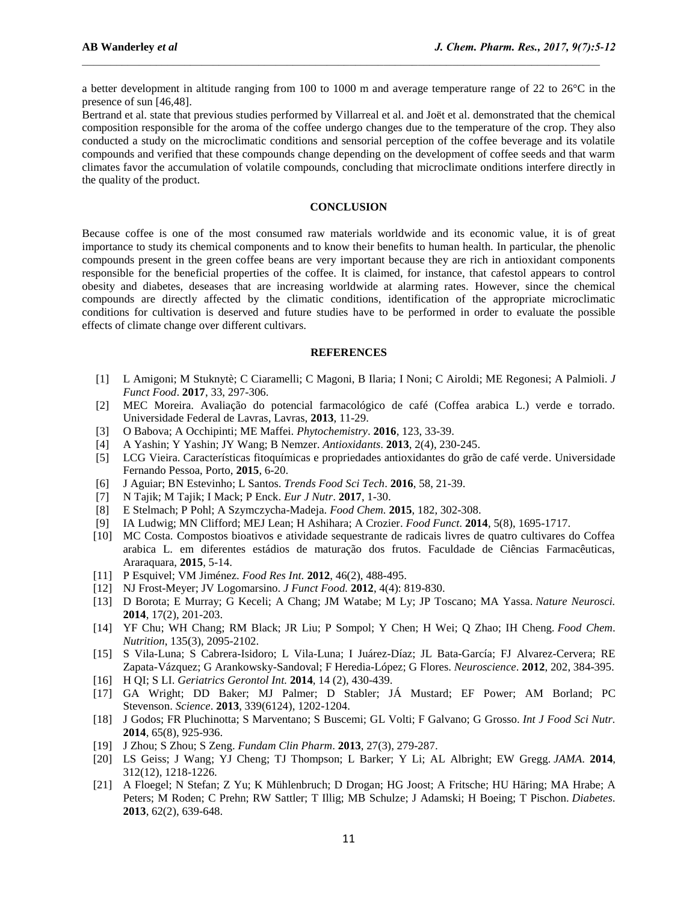a better development in altitude ranging from 100 to 1000 m and average temperature range of 22 to 26°C in the presence of sun [46,48].

Bertrand et al. state that previous studies performed by Villarreal et al. and Joët et al. demonstrated that the chemical composition responsible for the aroma of the coffee undergo changes due to the temperature of the crop. They also conducted a study on the microclimatic conditions and sensorial perception of the coffee beverage and its volatile compounds and verified that these compounds change depending on the development of coffee seeds and that warm climates favor the accumulation of volatile compounds, concluding that microclimate onditions interfere directly in the quality of the product.

## CONCLUSION

Because coffee is one of the most consumed raw materials worldwide and its economic value, it is of great importance to study its chemical components and to know their benefits to human health. In particular, the phenolic compounds present in the green coffee beans are very important because they are rich in antioxidant components responsible for the beneficial properties of the coffee. It is claimed, for instance, that cafestol appears to control obesity and diabetes, deseases that are increasing worldwide at alarming rates. However, since the chemical compounds are directly affected by the climatic conditions, identification of the appropriate microclimatic conditions for cultivation is deserved and future studies have to be performed in order to evaluate the possible effects of climate change over different cultivars.

## REFERENCES

[1] L Amigoni; M Stuknytè; C Ciaramelli; C Magoni, B Ilaria; I Noni; C Airoldi; ME Regonesi; A Palmioli. *J Funct Food*. **2017**, 33, 297-306.

[2] MEC Moreira. Avaliação do potencial farmacológico de café (Coffea arabica L.) verde e torrado. Universidade Federal de Lavras, Lavras, **2013**, 11-29.

[3] O Babova; A Occhipinti; ME Maffei. *Phytochemistry*. **2016**, 123, 33-39.

[4] A Yashin; Y Yashin; JY Wang; B Nemzer. *Antioxidants*. **2013**, 2(4), 230-245.

[5] LCG Vieira. Características fitoquímicas e propriedades antioxidantes do grão de café verde. Universidade Fernando Pessoa, Porto, **2015**, 6-20.

[6] J Aguiar; BN Estevinho; L Santos. *Trends Food Sci Tech*. **2016**, 58, 21-39.

[7] N Tajik; M Tajik; I Mack; P Enck. *Eur J Nutr*. **2017**, 1-30.

[8] E Stelmach; P Pohl; A Szymczycha-Madeja. *Food Chem.* **2015**, 182, 302-308.

[9] IA Ludwig; MN Clifford; MEJ Lean; H Ashihara; A Crozier. *Food Funct.* **2014**, 5(8), 1695-1717.

[10] MC Costa. Compostos bioativos e atividade sequestrante de radicais livres de quatro cultivares do Coffea arabica L. em diferentes estádios de maturação dos frutos. Faculdade de Ciências Farmacêuticas, Araraquara, **2015**, 5-14.

[11] P Esquivel; VM Jiménez. *Food Res Int*. **2012**, 46(2), 488-495.

[12] NJ Frost-Meyer; JV Logomarsino. *J Funct Food.* **2012**, 4(4): 819-830.

[13] D Borota; E Murray; G Keceli; A Chang; JM Watabe; M Ly; JP Toscano; MA Yassa. *Nature Neurosci.* **2014**, 17(2), 201-203.

[14] YF Chu; WH Chang; RM Black; JR Liu; P Sompol; Y Chen; H Wei; Q Zhao; IH Cheng. *Food Chem*. *Nutrition*, 135(3), 2095-2102.

[15] S Vila-Luna; S Cabrera-Isidoro; L Vila-Luna; I Juárez-Díaz; JL Bata-García; FJ Alvarez-Cervera; RE Zapata-Vázquez; G Arankowsky-Sandoval; F Heredia-López; G Flores. *Neuroscience*. **2012**, 202, 384-395.

[16] H QI; S LI. *Geriatrics Gerontol Int.* **2014**, 14 (2), 430-439.

[17] GA Wright; DD Baker; MJ Palmer; D Stabler; JÁ Mustard; EF Power; AM Borland; PC Stevenson. *Science*. **2013**, 339(6124), 1202-1204.

[18] J Godos; FR Pluchinotta; S Marventano; S Buscemi; GL Volti; F Galvano; G Grosso. *Int J Food Sci Nutr.* **2014**, 65(8), 925-936.

[19] J Zhou; S Zhou; S Zeng. *Fundam Clin Pharm*. **2013**, 27(3), 279-287.

[20] LS Geiss; J Wang; YJ Cheng; TJ Thompson; L Barker; Y Li; AL Albright; EW Gregg. *JAMA.* **2014**, 312(12), 1218-1226.

[21] A Floegel; N Stefan; Z Yu; K Mühlenbruch; D Drogan; HG Joost; A Fritsche; HU Häring; MA Hrabe; A Peters; M Roden; C Prehn; RW Sattler; T Illig; MB Schulze; J Adamski; H Boeing; T Pischon. *Diabetes*. **2013**, 62(2), 639-648.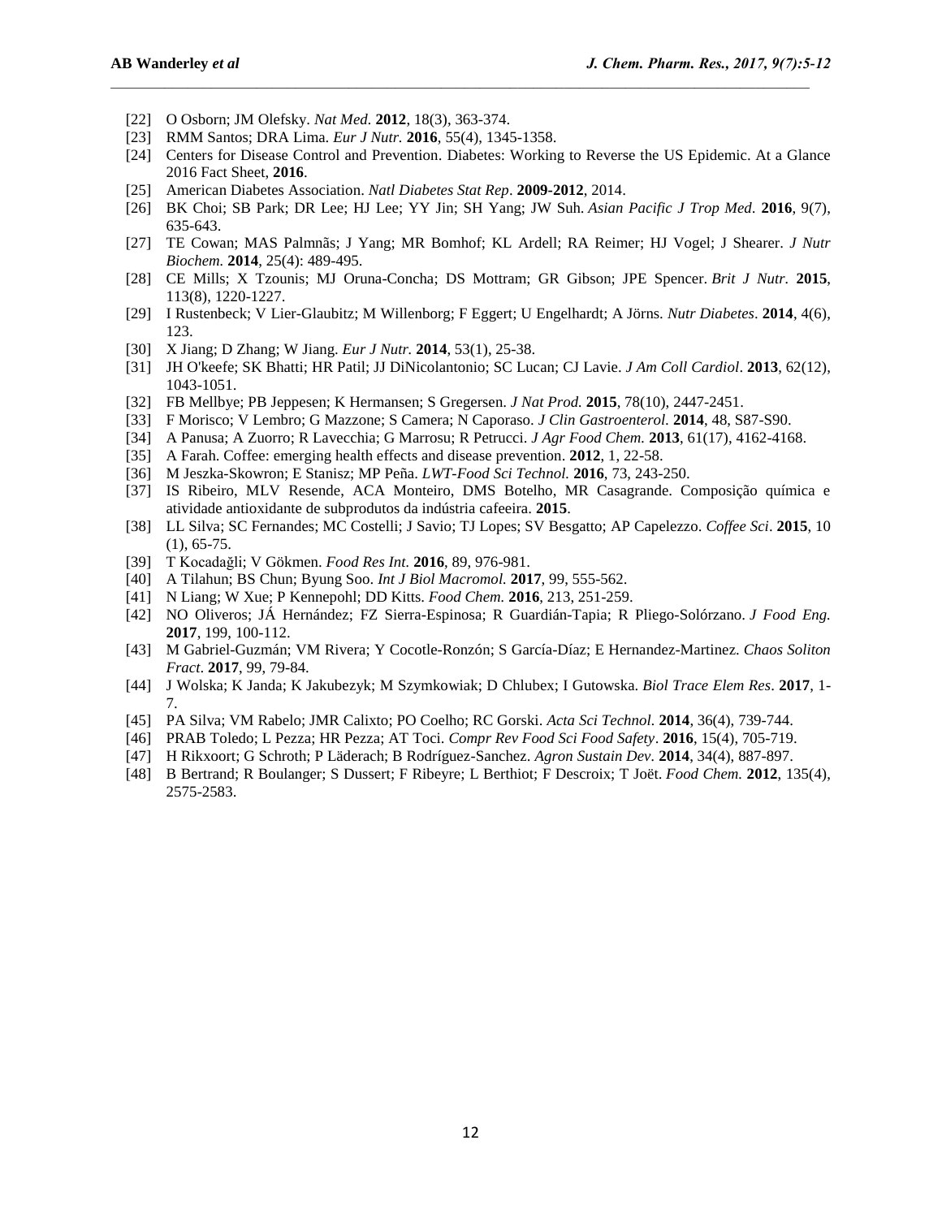[22] O Osborn; JM Olefsky. *Nat Med*. **2012**, 18(3), 363-374.

[23] RMM Santos; DRA Lima. *Eur J Nutr.* **2016**, 55(4), 1345-1358.

[24] Centers for Disease Control and Prevention. Diabetes: Working to Reverse the US Epidemic. At a Glance 2016 Fact Sheet, **2016**.

[25] American Diabetes Association. *Natl Diabetes Stat Rep*. **2009-2012**, 2014.

[26] BK Choi; SB Park; DR Lee; HJ Lee; YY Jin; SH Yang; JW Suh. *Asian Pacific J Trop Med.* **2016**, 9(7), 635-643.

[27] TE Cowan; MAS Palmnãs; J Yang; MR Bomhof; KL Ardell; RA Reimer; HJ Vogel; J Shearer. *J Nutr Biochem.* **2014**, 25(4): 489-495.

[28] CE Mills; X Tzounis; MJ Oruna-Concha; DS Mottram; GR Gibson; JPE Spencer. *Brit J Nutr.* **2015**, 113(8), 1220-1227.

[29] I Rustenbeck; V Lier-Glaubitz; M Willenborg; F Eggert; U Engelhardt; A Jörns. *Nutr Diabetes*. **2014**, 4(6), 123.

[30] X Jiang; D Zhang; W Jiang. *Eur J Nutr.* **2014**, 53(1), 25-38.

[31] JH O'keefe; SK Bhatti; HR Patil; JJ DiNicolantonio; SC Lucan; CJ Lavie. *J Am Coll Cardiol*. **2013**, 62(12), 1043-1051.

[32] FB Mellbye; PB Jeppesen; K Hermansen; S Gregersen. *J Nat Prod.* **2015**, 78(10), 2447-2451.

[33] F Morisco; V Lembro; G Mazzone; S Camera; N Caporaso. *J Clin Gastroenterol.* **2014**, 48, S87-S90.

[34] A Panusa; A Zuorro; R Lavecchia; G Marrosu; R Petrucci. *J Agr Food Chem.* **2013**, 61(17), 4162-4168.

[35] A Farah. Coffee: emerging health effects and disease prevention. **2012**, 1, 22-58.

[36] M Jeszka-Skowron; E Stanisz; MP Peña. *LWT-Food Sci Technol.* **2016**, 73, 243-250.

[37] IS Ribeiro, MLV Resende, ACA Monteiro, DMS Botelho, MR Casagrande. Composição química e atividade antioxidante de subprodutos da indústria cafeeira. **2015**.

[38] LL Silva; SC Fernandes; MC Costelli; J Savio; TJ Lopes; SV Besgatto; AP Capelezzo. *Coffee Sci*. **2015**, 10 (1), 65-75.

[39] T Kocadağli; V Gökmen. *Food Res Int.* **2016**, 89, 976-981.

[40] A Tilahun; BS Chun; Byung Soo. *Int J Biol Macromol.* **2017**, 99, 555-562.

[41] N Liang; W Xue; P Kennepohl; DD Kitts. *Food Chem.* **2016**, 213, 251-259.

[42] NO Oliveros; JÁ Hernández; FZ Sierra-Espinosa; R Guardián-Tapia; R Pliego-Solórzano. *J Food Eng.* **2017**, 199, 100-112.

[43] M Gabriel-Guzmán; VM Rivera; Y Cocotle-Ronzón; S García-Díaz; E Hernandez-Martinez. *Chaos Soliton Fract*. **2017**, 99, 79-84.

[44] J Wolska; K Janda; K Jakubezyk; M Szymkowiak; D Chlubex; I Gutowska. *Biol Trace Elem Res*. **2017**, 1-7.

[45] PA Silva; VM Rabelo; JMR Calixto; PO Coelho; RC Gorski. *Acta Sci Technol.* **2014**, 36(4), 739-744.

[46] PRAB Toledo; L Pezza; HR Pezza; AT Toci. *Compr Rev Food Sci Food Safety*. **2016**, 15(4), 705-719.

[47] H Rikxoort; G Schroth; P Läderach; B Rodríguez-Sanchez. *Agron Sustain Dev.* **2014**, 34(4), 887-897.

[48] B Bertrand; R Boulanger; S Dussert; F Ribeyre; L Berthiot; F Descroix; T Joët. *Food Chem.* **2012**, 135(4), 2575-2583.